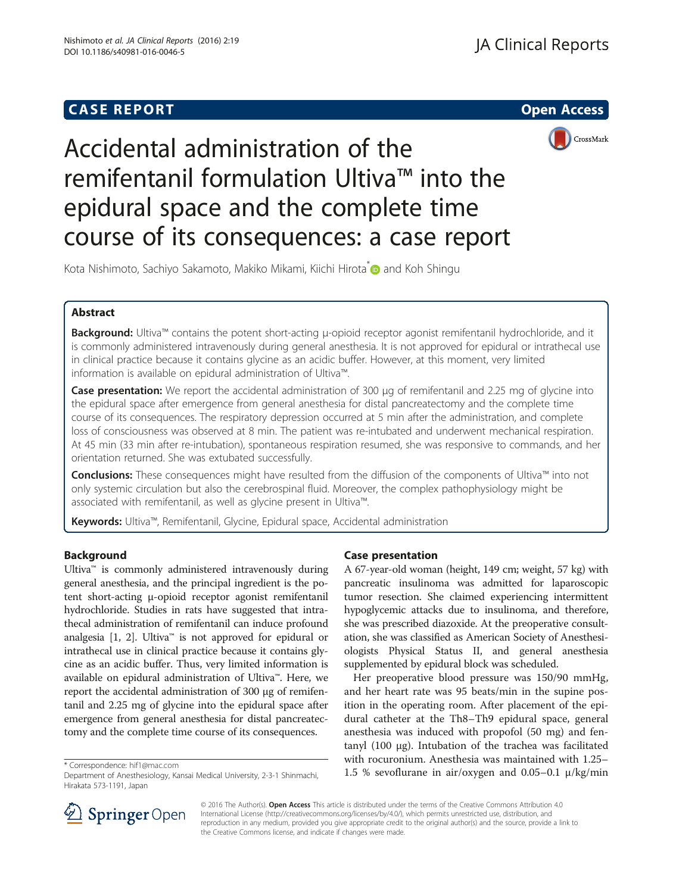# CASE REPORT

Open Access

# Accidental administration of the remifentanil formulation Ultiva™ into the epidural space and the complete time course of its consequences: a case report

Kota Nishimoto, Sachiyo Sakamoto, Makiko Mikami, Kiichi Hirota* and Koh Shingu

## Abstract

**Background:** Ultiva™ contains the potent short-acting μ-opioid receptor agonist remifentanil hydrochloride, and it is commonly administered intravenously during general anesthesia. It is not approved for epidural or intrathecal use in clinical practice because it contains glycine as an acidic buffer. However, at this moment, very limited information is available on epidural administration of Ultiva™.

**Case presentation:** We report the accidental administration of 300 μg of remifentanil and 2.25 mg of glycine into the epidural space after emergence from general anesthesia for distal pancreatectomy and the complete time course of its consequences. The respiratory depression occurred at 5 min after the administration, and complete loss of consciousness was observed at 8 min. The patient was re-intubated and underwent mechanical respiration. At 45 min (33 min after re-intubation), spontaneous respiration resumed, she was responsive to commands, and her orientation returned. She was extubated successfully.

**Conclusions:** These consequences might have resulted from the diffusion of the components of Ultiva™ into not only systemic circulation but also the cerebrospinal fluid. Moreover, the complex pathophysiology might be associated with remifentanil, as well as glycine present in Ultiva™.

**Keywords:** Ultiva™, Remifentanil, Glycine, Epidural space, Accidental administration

## Background

Ultiva™ is commonly administered intravenously during general anesthesia, and the principal ingredient is the potent short-acting μ-opioid receptor agonist remifentanil hydrochloride. Studies in rats have suggested that intrathecal administration of remifentanil can induce profound analgesia [1, 2]. Ultiva™ is not approved for epidural or intrathecal use in clinical practice because it contains glycine as an acidic buffer. Thus, very limited information is available on epidural administration of Ultiva™. Here, we report the accidental administration of 300 μg of remifentanil and 2.25 mg of glycine into the epidural space after emergence from general anesthesia for distal pancreatectomy and the complete time course of its consequences.

## Case presentation

A 67-year-old woman (height, 149 cm; weight, 57 kg) with pancreatic insulinoma was admitted for laparoscopic tumor resection. She claimed experiencing intermittent hypoglycemic attacks due to insulinoma, and therefore, she was prescribed diazoxide. At the preoperative consultation, she was classified as American Society of Anesthesiologists Physical Status II, and general anesthesia supplemented by epidural block was scheduled.

Her preoperative blood pressure was 150/90 mmHg, and her heart rate was 95 beats/min in the supine position in the operating room. After placement of the epidural catheter at the Th8–Th9 epidural space, general anesthesia was induced with propofol (50 mg) and fentanyl (100 μg). Intubation of the trachea was facilitated with rocuronium. Anesthesia was maintained with 1.25–1.5 % sevoflurane in air/oxygen and 0.05–0.1 μ/kg/min

\* Correspondence: hif1@mac.com
Department of Anesthesiology, Kansai Medical University, 2-3-1 Shinmachi, Hirakata 573-1191, Japan

© 2016 The Author(s). **Open Access** This article is distributed under the terms of the Creative Commons Attribution 4.0 International License (http://creativecommons.org/licenses/by/4.0/), which permits unrestricted use, distribution, and reproduction in any medium, provided you give appropriate credit to the original author(s) and the source, provide a link to the Creative Commons license, and indicate if changes were made.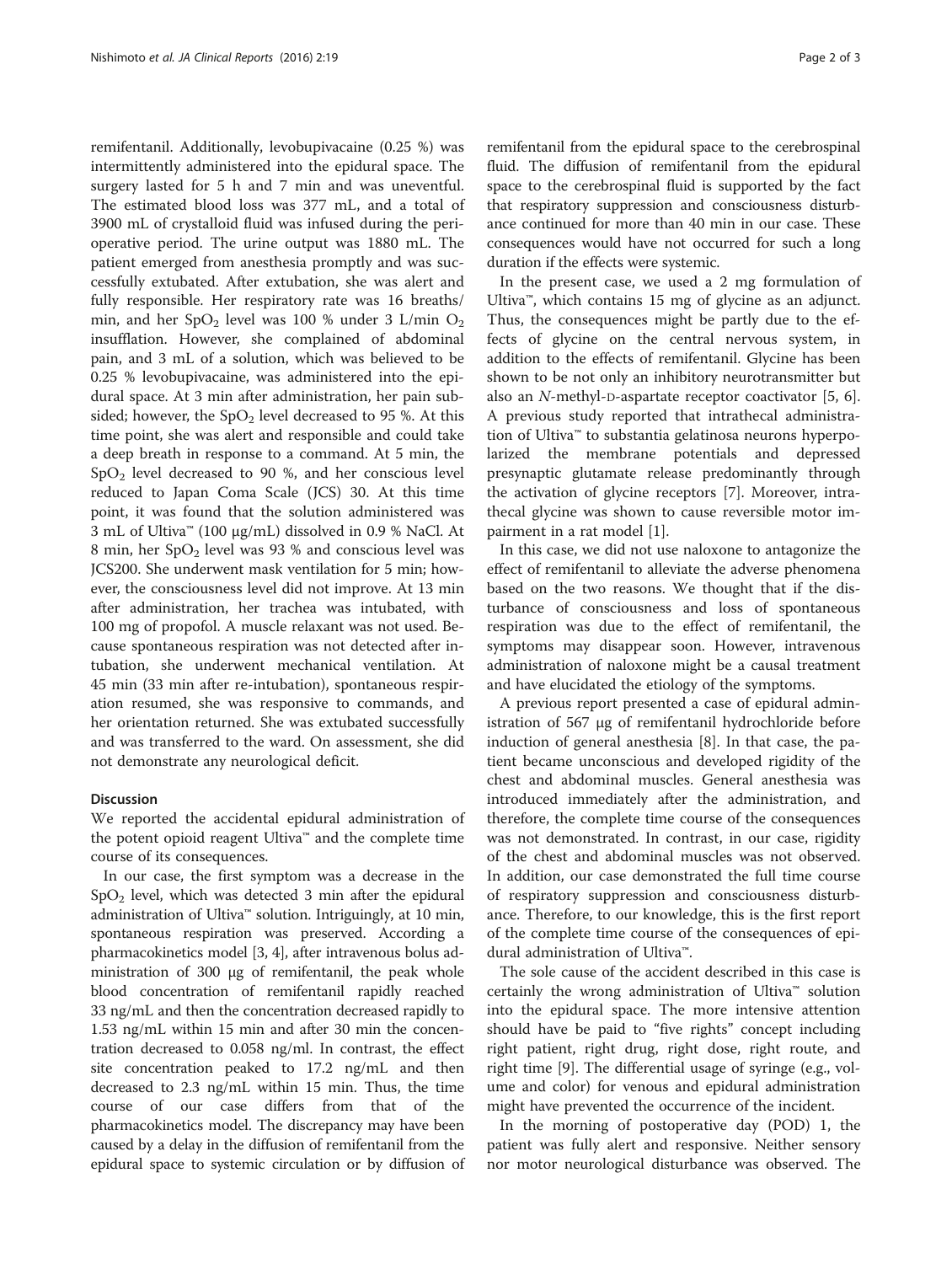remifentanil. Additionally, levobupivacaine (0.25 %) was intermittently administered into the epidural space. The surgery lasted for 5 h and 7 min and was uneventful. The estimated blood loss was 377 mL, and a total of 3900 mL of crystalloid fluid was infused during the perioperative period. The urine output was 1880 mL. The patient emerged from anesthesia promptly and was successfully extubated. After extubation, she was alert and fully responsible. Her respiratory rate was 16 breaths/min, and her $SpO_2$ level was 100 % under 3 L/min $O_2$ insufflation. However, she complained of abdominal pain, and 3 mL of a solution, which was believed to be 0.25 % levobupivacaine, was administered into the epidural space. At 3 min after administration, her pain subsided; however, the $SpO_2$ level decreased to 95 %. At this time point, she was alert and responsible and could take a deep breath in response to a command. At 5 min, the $SpO_2$ level decreased to 90 %, and her conscious level reduced to Japan Coma Scale (JCS) 30. At this time point, it was found that the solution administered was 3 mL of Ultiva™ (100 μg/mL) dissolved in 0.9 % NaCl. At 8 min, her $SpO_2$ level was 93 % and conscious level was JCS200. She underwent mask ventilation for 5 min; however, the consciousness level did not improve. At 13 min after administration, her trachea was intubated, with 100 mg of propofol. A muscle relaxant was not used. Because spontaneous respiration was not detected after intubation, she underwent mechanical ventilation. At 45 min (33 min after re-intubation), spontaneous respiration resumed, she was responsive to commands, and her orientation returned. She was extubated successfully and was transferred to the ward. On assessment, she did not demonstrate any neurological deficit.

## Discussion

We reported the accidental epidural administration of the potent opioid reagent Ultiva™ and the complete time course of its consequences.

In our case, the first symptom was a decrease in the $SpO_2$ level, which was detected 3 min after the epidural administration of Ultiva™ solution. Intriguingly, at 10 min, spontaneous respiration was preserved. According a pharmacokinetics model [3, 4], after intravenous bolus administration of 300 μg of remifentanil, the peak whole blood concentration of remifentanil rapidly reached 33 ng/mL and then the concentration decreased rapidly to 1.53 ng/mL within 15 min and after 30 min the concentration decreased to 0.058 ng/ml. In contrast, the effect site concentration peaked to 17.2 ng/mL and then decreased to 2.3 ng/mL within 15 min. Thus, the time course of our case differs from that of the pharmacokinetics model. The discrepancy may have been caused by a delay in the diffusion of remifentanil from the epidural space to systemic circulation or by diffusion of remifentanil from the epidural space to the cerebrospinal fluid. The diffusion of remifentanil from the epidural space to the cerebrospinal fluid is supported by the fact that respiratory suppression and consciousness disturbance continued for more than 40 min in our case. These consequences would have not occurred for such a long duration if the effects were systemic.

In the present case, we used a 2 mg formulation of Ultiva™, which contains 15 mg of glycine as an adjunct. Thus, the consequences might be partly due to the effects of glycine on the central nervous system, in addition to the effects of remifentanil. Glycine has been shown to be not only an inhibitory neurotransmitter but also an *N*-methyl-D-aspartate receptor coactivator [5, 6]. A previous study reported that intrathecal administration of Ultiva™ to substantia gelatinosa neurons hyperpolarized the membrane potentials and depressed presynaptic glutamate release predominantly through the activation of glycine receptors [7]. Moreover, intrathecal glycine was shown to cause reversible motor impairment in a rat model [1].

In this case, we did not use naloxone to antagonize the effect of remifentanil to alleviate the adverse phenomena based on the two reasons. We thought that if the disturbance of consciousness and loss of spontaneous respiration was due to the effect of remifentanil, the symptoms may disappear soon. However, intravenous administration of naloxone might be a causal treatment and have elucidated the etiology of the symptoms.

A previous report presented a case of epidural administration of 567 μg of remifentanil hydrochloride before induction of general anesthesia [8]. In that case, the patient became unconscious and developed rigidity of the chest and abdominal muscles. General anesthesia was introduced immediately after the administration, and therefore, the complete time course of the consequences was not demonstrated. In contrast, in our case, rigidity of the chest and abdominal muscles was not observed. In addition, our case demonstrated the full time course of respiratory suppression and consciousness disturbance. Therefore, to our knowledge, this is the first report of the complete time course of the consequences of epidural administration of Ultiva™.

The sole cause of the accident described in this case is certainly the wrong administration of Ultiva™ solution into the epidural space. The more intensive attention should have be paid to "five rights" concept including right patient, right drug, right dose, right route, and right time [9]. The differential usage of syringe (e.g., volume and color) for venous and epidural administration might have prevented the occurrence of the incident.

In the morning of postoperative day (POD) 1, the patient was fully alert and responsive. Neither sensory nor motor neurological disturbance was observed. The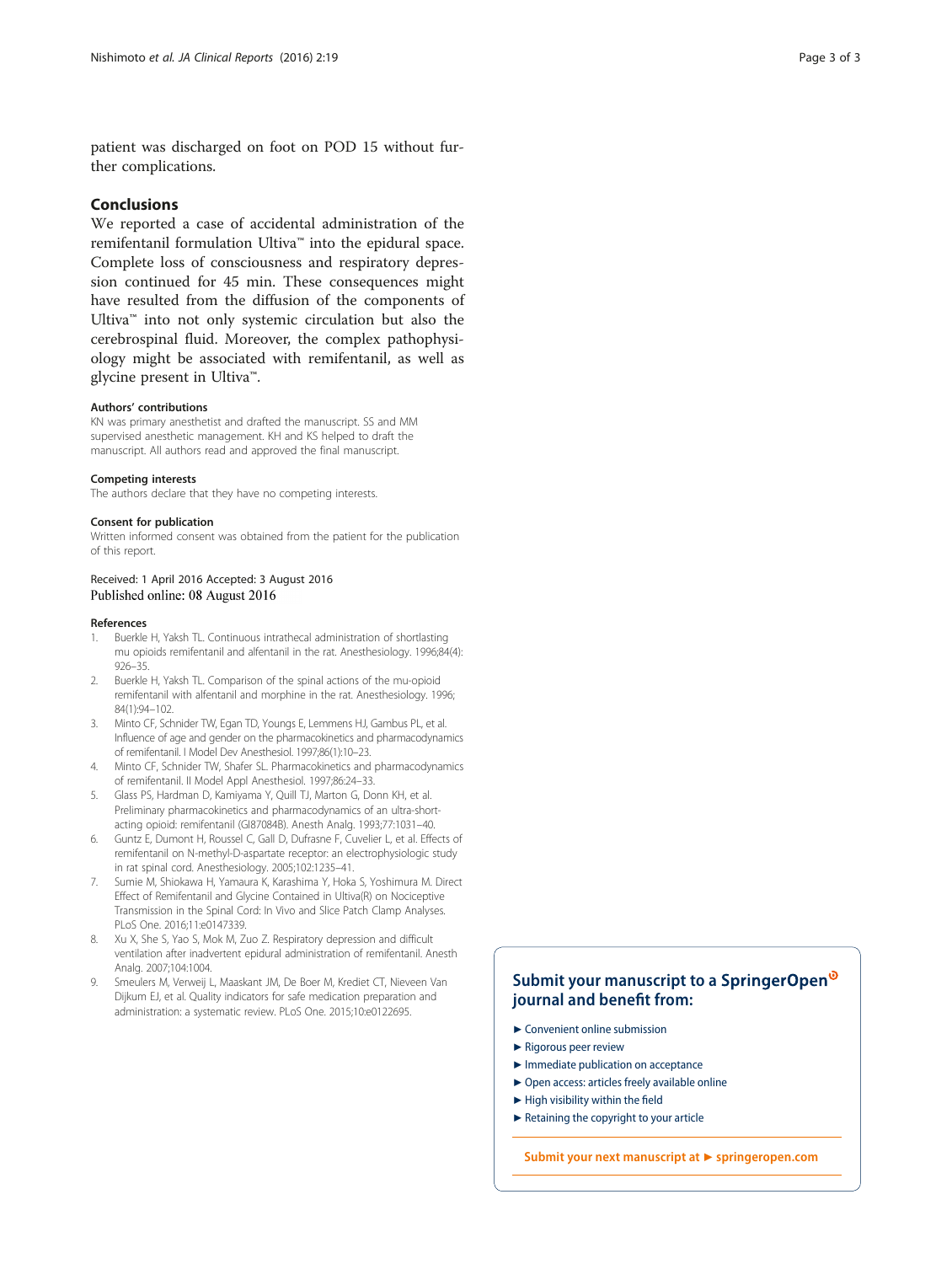patient was discharged on foot on POD 15 without further complications.

## Conclusions

We reported a case of accidental administration of the remifentanil formulation Ultiva™ into the epidural space. Complete loss of consciousness and respiratory depression continued for 45 min. These consequences might have resulted from the diffusion of the components of Ultiva™ into not only systemic circulation but also the cerebrospinal fluid. Moreover, the complex pathophysiology might be associated with remifentanil, as well as glycine present in Ultiva™.

#### Authors' contributions

KN was primary anesthetist and drafted the manuscript. SS and MM supervised anesthetic management. KH and KS helped to draft the manuscript. All authors read and approved the final manuscript.

#### Competing interests

The authors declare that they have no competing interests.

#### Consent for publication

Written informed consent was obtained from the patient for the publication of this report.

Received: 1 April 2016 Accepted: 3 August 2016
Published online: 08 August 2016

#### References

1. Buerkle H, Yaksh TL. Continuous intrathecal administration of shortlasting mu opioids remifentanil and alfentanil in the rat. Anesthesiology. 1996;84(4):926–35.
2. Buerkle H, Yaksh TL. Comparison of the spinal actions of the mu-opioid remifentanil with alfentanil and morphine in the rat. Anesthesiology. 1996;84(1):94–102.
3. Minto CF, Schnider TW, Egan TD, Youngs E, Lemmens HJ, Gambus PL, et al. Influence of age and gender on the pharmacokinetics and pharmacodynamics of remifentanil. I Model Dev Anesthesiol. 1997;86(1):10–23.
4. Minto CF, Schnider TW, Shafer SL. Pharmacokinetics and pharmacodynamics of remifentanil. II Model Appl Anesthesiol. 1997;86:24–33.
5. Glass PS, Hardman D, Kamiyama Y, Quill TJ, Marton G, Donn KH, et al. Preliminary pharmacokinetics and pharmacodynamics of an ultra-short-acting opioid: remifentanil (GI87084B). Anesth Analg. 1993;77:1031–40.
6. Guntz E, Dumont H, Roussel C, Gall D, Dufrasne F, Cuvelier L, et al. Effects of remifentanil on N-methyl-D-aspartate receptor: an electrophysiologic study in rat spinal cord. Anesthesiology. 2005;102:1235–41.
7. Sumie M, Shiokawa H, Yamaura K, Karashima Y, Hoka S, Yoshimura M. Direct Effect of Remifentanil and Glycine Contained in Ultiva(R) on Nociceptive Transmission in the Spinal Cord: In Vivo and Slice Patch Clamp Analyses. PLoS One. 2016;11:e0147339.
8. Xu X, She S, Yao S, Mok M, Zuo Z. Respiratory depression and difficult ventilation after inadvertent epidural administration of remifentanil. Anesth Analg. 2007;104:1004.
9. Smeulers M, Verweij L, Maaskant JM, De Boer M, Krediet CT, Nieveen Van Dijkum EJ, et al. Quality indicators for safe medication preparation and administration: a systematic review. PLoS One. 2015;10:e0122695.